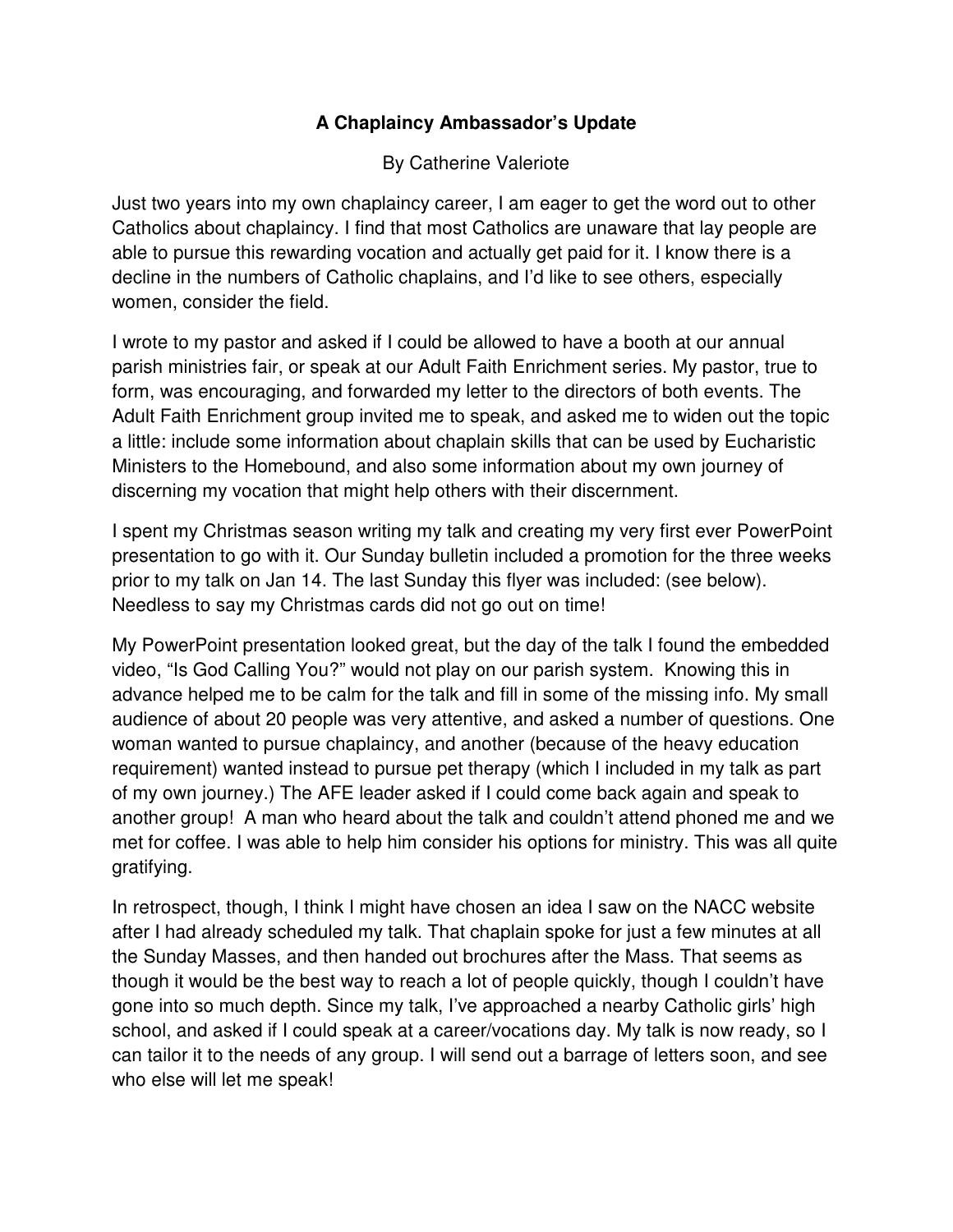# A Chaplaincy Ambassador's Update

By Catherine Valeriote

Just two years into my own chaplaincy career, I am eager to get the word out to other Catholics about chaplaincy. I find that most Catholics are unaware that lay people are able to pursue this rewarding vocation and actually get paid for it. I know there is a decline in the numbers of Catholic chaplains, and I'd like to see others, especially women, consider the field.

I wrote to my pastor and asked if I could be allowed to have a booth at our annual parish ministries fair, or speak at our Adult Faith Enrichment series. My pastor, true to form, was encouraging, and forwarded my letter to the directors of both events. The Adult Faith Enrichment group invited me to speak, and asked me to widen out the topic a little: include some information about chaplain skills that can be used by Eucharistic Ministers to the Homebound, and also some information about my own journey of discerning my vocation that might help others with their discernment.

I spent my Christmas season writing my talk and creating my very first ever PowerPoint presentation to go with it. Our Sunday bulletin included a promotion for the three weeks prior to my talk on Jan 14. The last Sunday this flyer was included: (see below). Needless to say my Christmas cards did not go out on time!

My PowerPoint presentation looked great, but the day of the talk I found the embedded video, "Is God Calling You?" would not play on our parish system. Knowing this in advance helped me to be calm for the talk and fill in some of the missing info. My small audience of about 20 people was very attentive, and asked a number of questions. One woman wanted to pursue chaplaincy, and another (because of the heavy education requirement) wanted instead to pursue pet therapy (which I included in my talk as part of my own journey.) The AFE leader asked if I could come back again and speak to another group! A man who heard about the talk and couldn't attend phoned me and we met for coffee. I was able to help him consider his options for ministry. This was all quite gratifying.

In retrospect, though, I think I might have chosen an idea I saw on the NACC website after I had already scheduled my talk. That chaplain spoke for just a few minutes at all the Sunday Masses, and then handed out brochures after the Mass. That seems as though it would be the best way to reach a lot of people quickly, though I couldn't have gone into so much depth. Since my talk, I've approached a nearby Catholic girls' high school, and asked if I could speak at a career/vocations day. My talk is now ready, so I can tailor it to the needs of any group. I will send out a barrage of letters soon, and see who else will let me speak!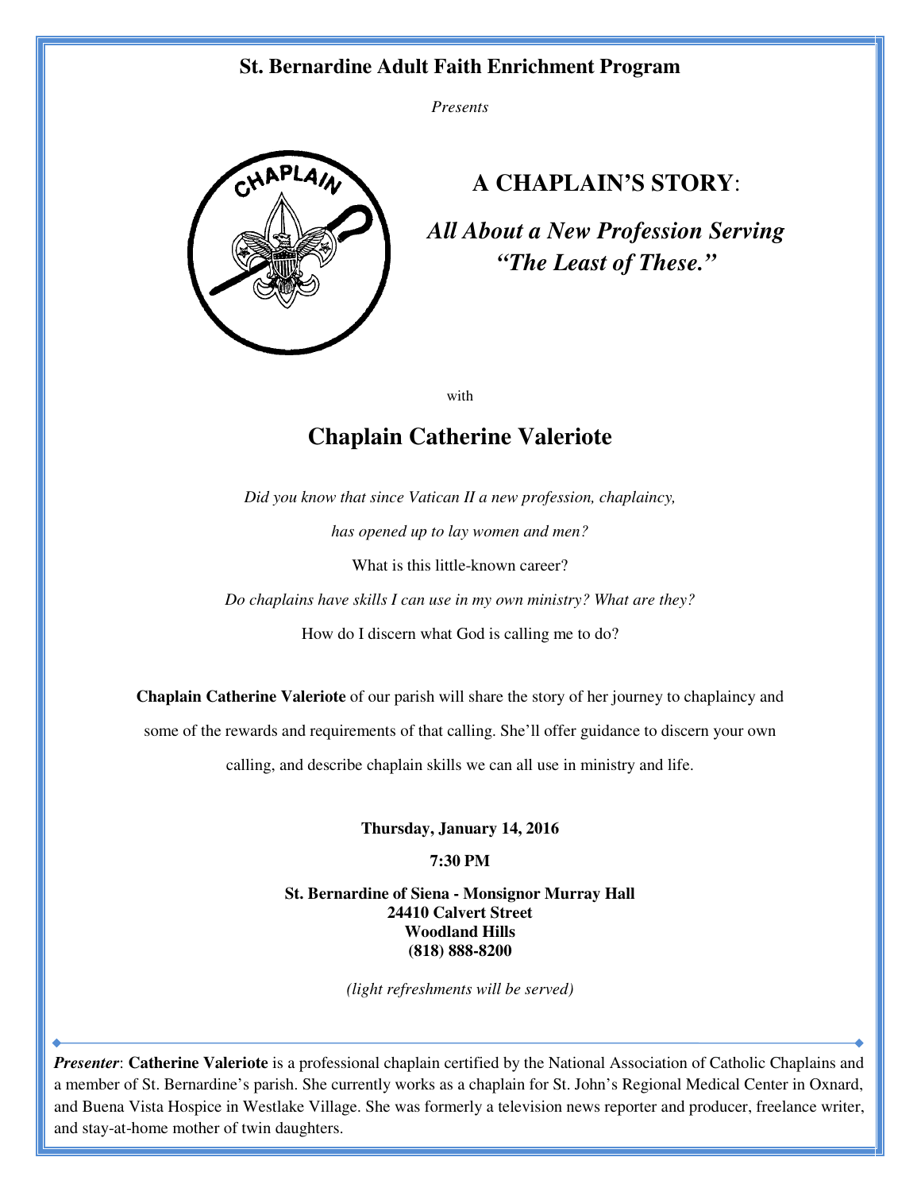**St. Bernardine Adult Faith Enrichment Program**

*Presents*

# A CHAPLAIN'S STORY:

## *All About a New Profession Serving "The Least of These."*

with

## Chaplain Catherine Valeriote

*Did you know that since Vatican II a new profession, chaplaincy,*

*has opened up to lay women and men?*

What is this little-known career?

*Do chaplains have skills I can use in my own ministry? What are they?*

How do I discern what God is calling me to do?

**Chaplain Catherine Valeriote** of our parish will share the story of her journey to chaplaincy and some of the rewards and requirements of that calling. She'll offer guidance to discern your own calling, and describe chaplain skills we can all use in ministry and life.

**Thursday, January 14, 2016**

**7:30 PM**

**St. Bernardine of Siena - Monsignor Murray Hall**
**24410 Calvert Street**
**Woodland Hills**
**(818) 888-8200**

*(light refreshments will be served)*

---

***Presenter***: **Catherine Valeriote** is a professional chaplain certified by the National Association of Catholic Chaplains and a member of St. Bernardine's parish. She currently works as a chaplain for St. John's Regional Medical Center in Oxnard, and Buena Vista Hospice in Westlake Village. She was formerly a television news reporter and producer, freelance writer, and stay-at-home mother of twin daughters.